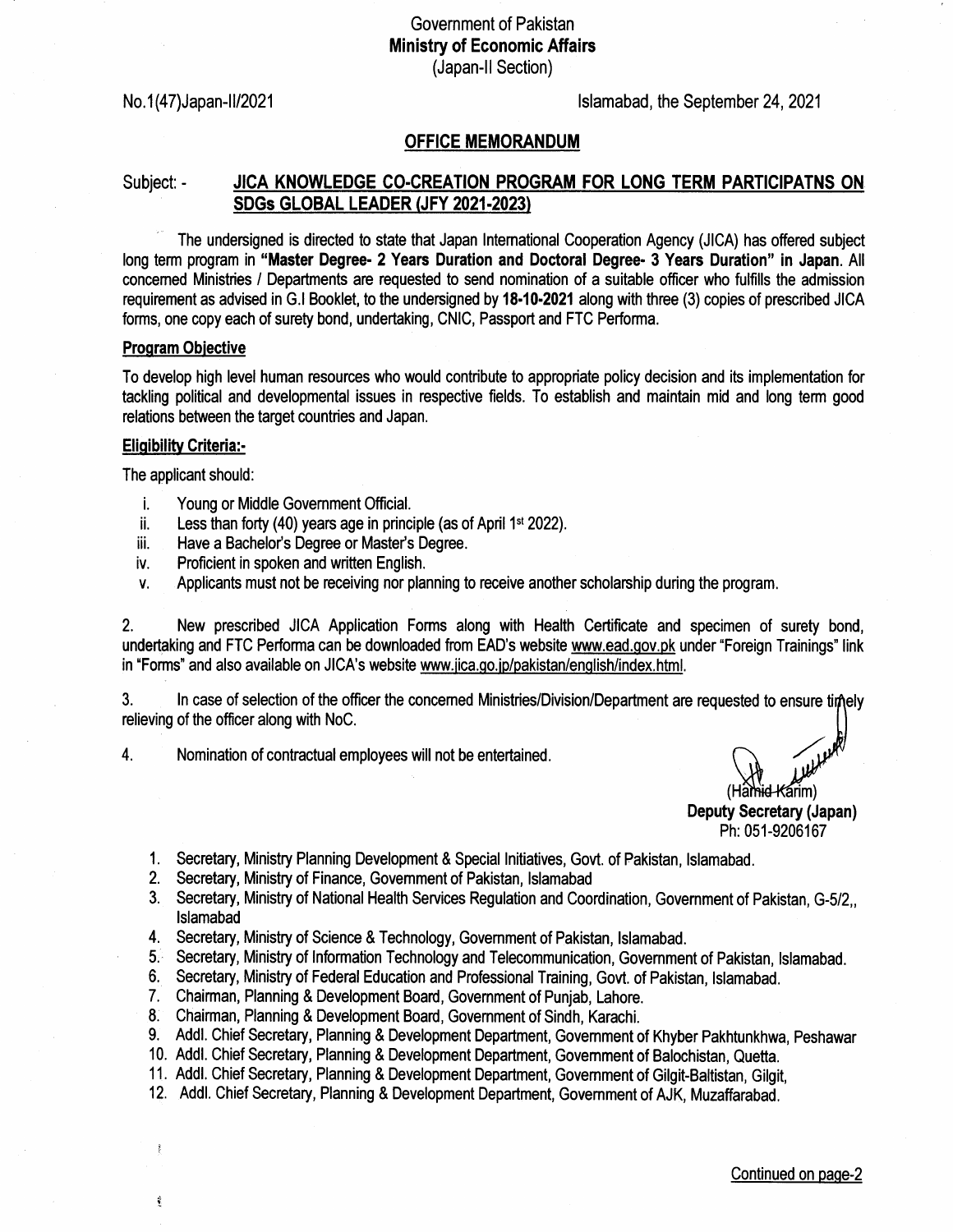Government of Pakistan
**Ministry of Economic Affairs**
(Japan-II Section)

No.1(47)Japan-II/2021

Islamabad, the September 24, 2021

## OFFICE MEMORANDUM

Subject: - **JICA KNOWLEDGE CO-CREATION PROGRAM FOR LONG TERM PARTICIPATNS ON SDGs GLOBAL LEADER (JFY 2021-2023)**

The undersigned is directed to state that Japan International Cooperation Agency (JICA) has offered subject long term program in **"Master Degree- 2 Years Duration and Doctoral Degree- 3 Years Duration" in Japan**. All concerned Ministries / Departments are requested to send nomination of a suitable officer who fulfills the admission requirement as advised in G.I Booklet, to the undersigned by **18-10-2021** along with three (3) copies of prescribed JICA forms, one copy each of surety bond, undertaking, CNIC, Passport and FTC Performa.

**Program Objective**

To develop high level human resources who would contribute to appropriate policy decision and its implementation for tackling political and developmental issues in respective fields. To establish and maintain mid and long term good relations between the target countries and Japan.

**Eligibility Criteria:-**

The applicant should:

i. Young or Middle Government Official.
ii. Less than forty (40) years age in principle (as of April 1st 2022).
iii. Have a Bachelor's Degree or Master's Degree.
iv. Proficient in spoken and written English.
v. Applicants must not be receiving nor planning to receive another scholarship during the program.

2. New prescribed JICA Application Forms along with Health Certificate and specimen of surety bond, undertaking and FTC Performa can be downloaded from EAD's website www.ead.gov.pk under "Foreign Trainings" link in "Forms" and also available on JICA's website www.jica.go.jp/pakistan/english/index.html.

3. In case of selection of the officer the concerned Ministries/Division/Department are requested to ensure timely relieving of the officer along with NoC.

4. Nomination of contractual employees will not be entertained.

(Hamid Karim)
**Deputy Secretary (Japan)**
Ph: 051-9206167

1. Secretary, Ministry Planning Development & Special Initiatives, Govt. of Pakistan, Islamabad.
2. Secretary, Ministry of Finance, Government of Pakistan, Islamabad
3. Secretary, Ministry of National Health Services Regulation and Coordination, Government of Pakistan, G-5/2,, Islamabad
4. Secretary, Ministry of Science & Technology, Government of Pakistan, Islamabad.
5. Secretary, Ministry of Information Technology and Telecommunication, Government of Pakistan, Islamabad.
6. Secretary, Ministry of Federal Education and Professional Training, Govt. of Pakistan, Islamabad.
7. Chairman, Planning & Development Board, Government of Punjab, Lahore.
8. Chairman, Planning & Development Board, Government of Sindh, Karachi.
9. Addl. Chief Secretary, Planning & Development Department, Government of Khyber Pakhtunkhwa, Peshawar
10. Addl. Chief Secretary, Planning & Development Department, Government of Balochistan, Quetta.
11. Addl. Chief Secretary, Planning & Development Department, Government of Gilgit-Baltistan, Gilgit,
12. Addl. Chief Secretary, Planning & Development Department, Government of AJK, Muzaffarabad.

Continued on page-2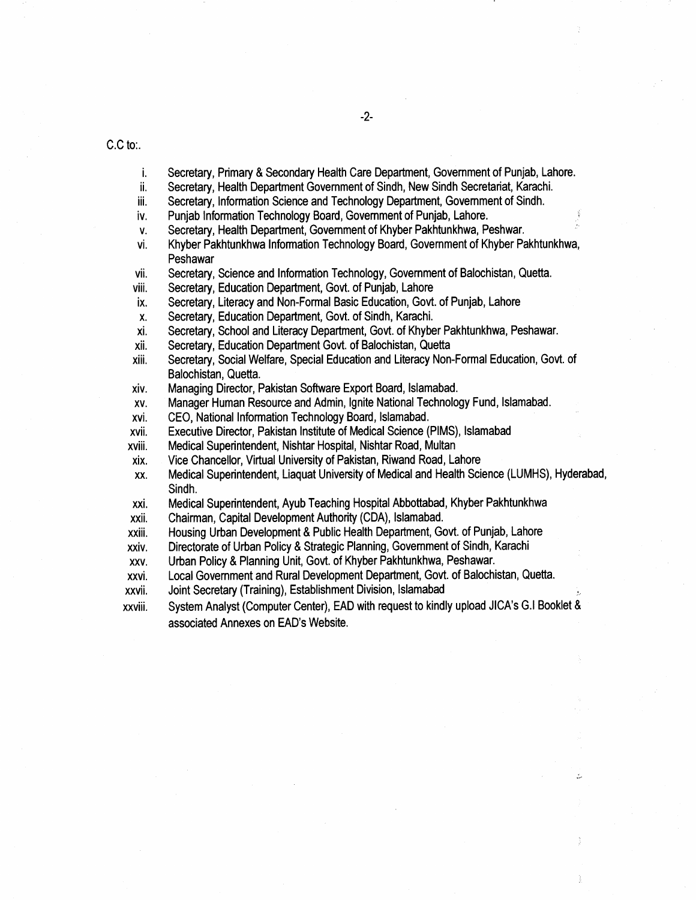C.C to:.

i. Secretary, Primary & Secondary Health Care Department, Government of Punjab, Lahore.
ii. Secretary, Health Department Government of Sindh, New Sindh Secretariat, Karachi.
iii. Secretary, Information Science and Technology Department, Government of Sindh.
iv. Punjab Information Technology Board, Government of Punjab, Lahore.
v. Secretary, Health Department, Government of Khyber Pakhtunkhwa, Peshwar.
vi. Khyber Pakhtunkhwa Information Technology Board, Government of Khyber Pakhtunkhwa, Peshawar
vii. Secretary, Science and Information Technology, Government of Balochistan, Quetta.
viii. Secretary, Education Department, Govt. of Punjab, Lahore
ix. Secretary, Literacy and Non-Formal Basic Education, Govt. of Punjab, Lahore
x. Secretary, Education Department, Govt. of Sindh, Karachi.
xi. Secretary, School and Literacy Department, Govt. of Khyber Pakhtunkhwa, Peshawar.
xii. Secretary, Education Department Govt. of Balochistan, Quetta
xiii. Secretary, Social Welfare, Special Education and Literacy Non-Formal Education, Govt. of Balochistan, Quetta.
xiv. Managing Director, Pakistan Software Export Board, Islamabad.
xv. Manager Human Resource and Admin, Ignite National Technology Fund, Islamabad.
xvi. CEO, National Information Technology Board, Islamabad.
xvii. Executive Director, Pakistan Institute of Medical Science (PIMS), Islamabad
xviii. Medical Superintendent, Nishtar Hospital, Nishtar Road, Multan
xix. Vice Chancellor, Virtual University of Pakistan, Riwand Road, Lahore
xx. Medical Superintendent, Liaquat University of Medical and Health Science (LUMHS), Hyderabad, Sindh.
xxi. Medical Superintendent, Ayub Teaching Hospital Abbottabad, Khyber Pakhtunkhwa
xxii. Chairman, Capital Development Authority (CDA), Islamabad.
xxiii. Housing Urban Development & Public Health Department, Govt. of Punjab, Lahore
xxiv. Directorate of Urban Policy & Strategic Planning, Government of Sindh, Karachi
xxv. Urban Policy & Planning Unit, Govt. of Khyber Pakhtunkhwa, Peshawar.
xxvi. Local Government and Rural Development Department, Govt. of Balochistan, Quetta.
xxvii. Joint Secretary (Training), Establishment Division, Islamabad
xxviii. System Analyst (Computer Center), EAD with request to kindly upload JICA's G.I Booklet & associated Annexes on EAD's Website.